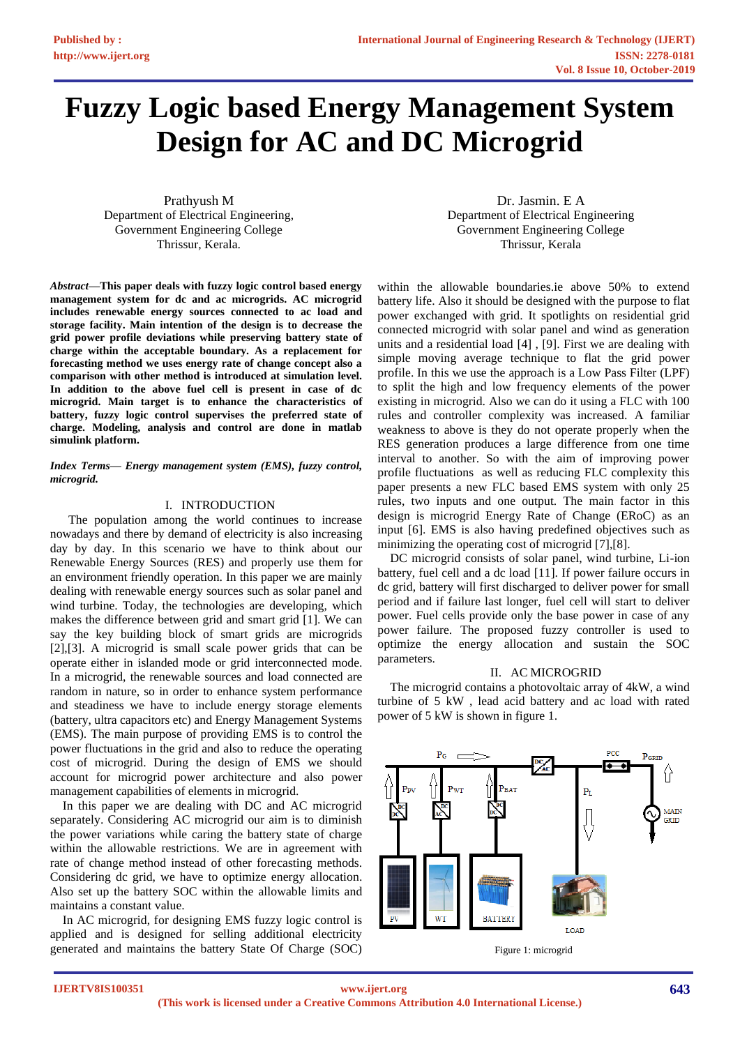# Fuzzy Logic based Energy Management System Design for AC and DC Microgrid

Prathyush M
Department of Electrical Engineering,
Government Engineering College
Thrissur, Kerala.

Dr. Jasmin. E A
Department of Electrical Engineering
Government Engineering College
Thrissur, Kerala

***Abstract*—This paper deals with fuzzy logic control based energy management system for dc and ac microgrids. AC microgrid includes renewable energy sources connected to ac load and storage facility. Main intention of the design is to decrease the grid power profile deviations while preserving battery state of charge within the acceptable boundary. As a replacement for forecasting method we uses energy rate of change concept also a comparison with other method is introduced at simulation level. In addition to the above fuel cell is present in case of dc microgrid. Main target is to enhance the characteristics of battery, fuzzy logic control supervises the preferred state of charge. Modeling, analysis and control are done in matlab simulink platform.**

***Index Terms— Energy management system (EMS), fuzzy control, microgrid.***

## I. INTRODUCTION

The population among the world continues to increase nowadays and there by demand of electricity is also increasing day by day. In this scenario we have to think about our Renewable Energy Sources (RES) and properly use them for an environment friendly operation. In this paper we are mainly dealing with renewable energy sources such as solar panel and wind turbine. Today, the technologies are developing, which makes the difference between grid and smart grid [1]. We can say the key building block of smart grids are microgrids [2],[3]. A microgrid is small scale power grids that can be operate either in islanded mode or grid interconnected mode. In a microgrid, the renewable sources and load connected are random in nature, so in order to enhance system performance and steadiness we have to include energy storage elements (battery, ultra capacitors etc) and Energy Management Systems (EMS). The main purpose of providing EMS is to control the power fluctuations in the grid and also to reduce the operating cost of microgrid. During the design of EMS we should account for microgrid power architecture and also power management capabilities of elements in microgrid.

In this paper we are dealing with DC and AC microgrid separately. Considering AC microgrid our aim is to diminish the power variations while caring the battery state of charge within the allowable restrictions. We are in agreement with rate of change method instead of other forecasting methods. Considering dc grid, we have to optimize energy allocation. Also set up the battery SOC within the allowable limits and maintains a constant value.

In AC microgrid, for designing EMS fuzzy logic control is applied and is designed for selling additional electricity generated and maintains the battery State Of Charge (SOC) within the allowable boundaries.ie above 50% to extend battery life. Also it should be designed with the purpose to flat power exchanged with grid. It spotlights on residential grid connected microgrid with solar panel and wind as generation units and a residential load [4] , [9]. First we are dealing with simple moving average technique to flat the grid power profile. In this we use the approach is a Low Pass Filter (LPF) to split the high and low frequency elements of the power existing in microgrid. Also we can do it using a FLC with 100 rules and controller complexity was increased. A familiar weakness to above is they do not operate properly when the RES generation produces a large difference from one time interval to another. So with the aim of improving power profile fluctuations as well as reducing FLC complexity this paper presents a new FLC based EMS system with only 25 rules, two inputs and one output. The main factor in this design is microgrid Energy Rate of Change (ERoC) as an input [6]. EMS is also having predefined objectives such as minimizing the operating cost of microgrid [7],[8].

DC microgrid consists of solar panel, wind turbine, Li-ion battery, fuel cell and a dc load [11]. If power failure occurs in dc grid, battery will first discharged to deliver power for small period and if failure last longer, fuel cell will start to deliver power. Fuel cells provide only the base power in case of any power failure. The proposed fuzzy controller is used to optimize the energy allocation and sustain the SOC parameters.

## II. AC MICROGRID

The microgrid contains a photovoltaic array of 4kW, a wind turbine of 5 kW , lead acid battery and ac load with rated power of 5 kW is shown in figure 1.

Figure 1: microgrid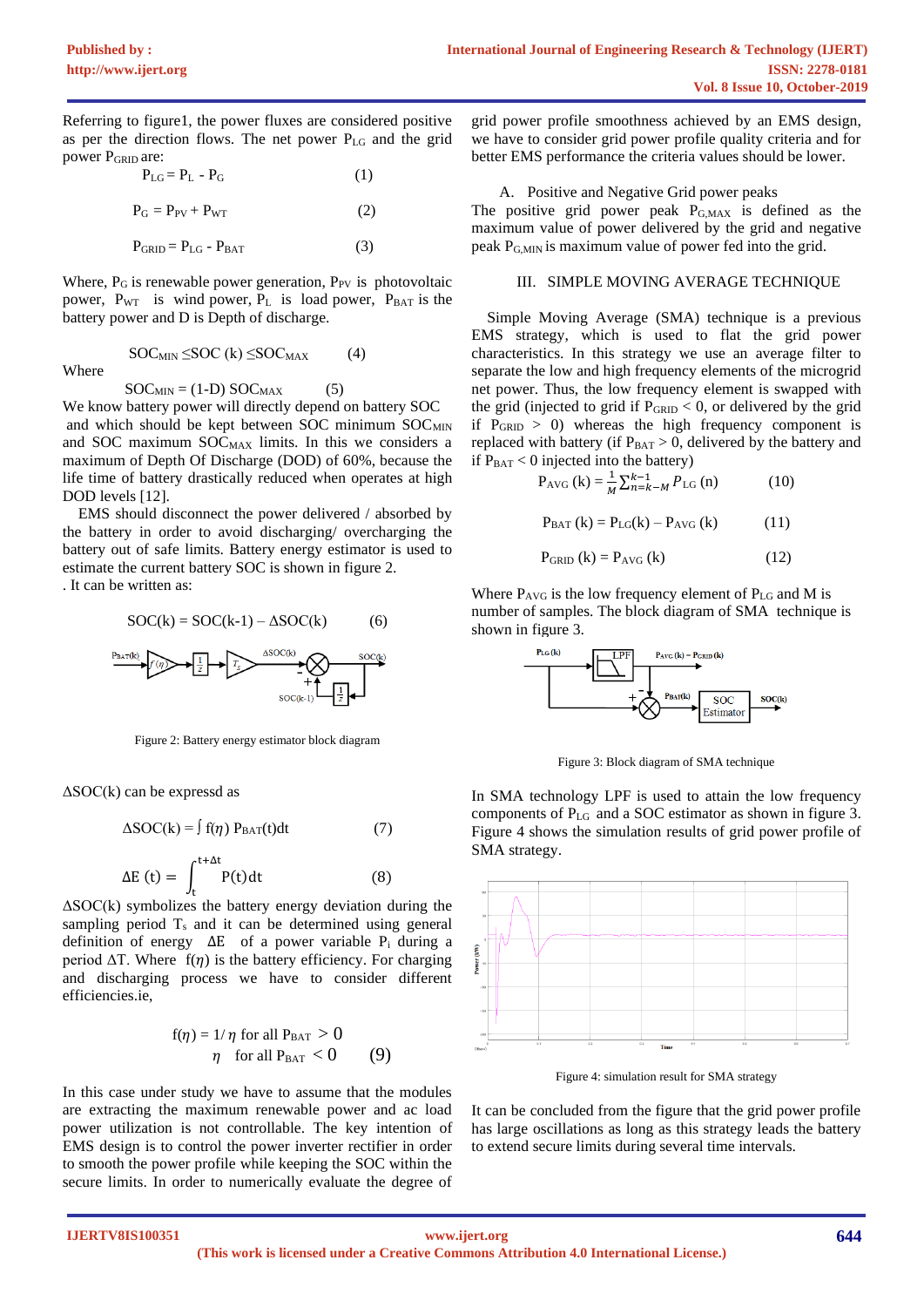Referring to figure1, the power fluxes are considered positive as per the direction flows. The net power $P_{LG}$ and the grid power $P_{GRID}$ are:

$$P_{LG} = P_L - P_G \quad (1)$$

$$P_G = P_{PV} + P_{WT} \quad (2)$$

$$P_{GRID} = P_{LG} - P_{BAT} \quad (3)$$

Where, $P_G$ is renewable power generation, $P_{PV}$ is photovoltaic power, $P_{WT}$ is wind power, $P_L$ is load power, $P_{BAT}$ is the battery power and D is Depth of discharge.

$$SOC_{MIN} \leq SOC\ (k) \leq SOC_{MAX} \quad (4)$$

Where

$$SOC_{MIN} = (1\text{-}D)\ SOC_{MAX} \quad (5)$$

We know battery power will directly depend on battery SOC and which should be kept between SOC minimum $SOC_{MIN}$ and SOC maximum $SOC_{MAX}$ limits. In this we considers a maximum of Depth Of Discharge (DOD) of 60%, because the life time of battery drastically reduced when operates at high DOD levels [12].

EMS should disconnect the power delivered / absorbed by the battery in order to avoid discharging/ overcharging the battery out of safe limits. Battery energy estimator is used to estimate the current battery SOC is shown in figure 2.

. It can be written as:

$$SOC(k) = SOC(k\text{-}1) - \Delta SOC(k) \quad (6)$$

Figure 2: Battery energy estimator block diagram

$\Delta SOC(k)$ can be expressd as

$$\Delta SOC(k) = \int f(\eta)\ P_{BAT}(t)dt \quad (7)$$

$$\Delta E\ (t) = \int_{t}^{t+\Delta t} P(t)dt \quad (8)$$

$\Delta SOC(k)$ symbolizes the battery energy deviation during the sampling period $T_s$ and it can be determined using general definition of energy $\Delta E$ of a power variable $P_i$ during a period $\Delta T$. Where $f(\eta)$ is the battery efficiency. For charging and discharging process we have to consider different efficiencies.ie,

$$f(\eta) = 1/\eta \text{ for all } P_{BAT} > 0$$
$$\eta \quad \text{for all } P_{BAT} < 0 \quad (9)$$

In this case under study we have to assume that the modules are extracting the maximum renewable power and ac load power utilization is not controllable. The key intention of EMS design is to control the power inverter rectifier in order to smooth the power profile while keeping the SOC within the secure limits. In order to numerically evaluate the degree of grid power profile smoothness achieved by an EMS design, we have to consider grid power profile quality criteria and for better EMS performance the criteria values should be lower.

A. Positive and Negative Grid power peaks

The positive grid power peak $P_{G,MAX}$ is defined as the maximum value of power delivered by the grid and negative peak $P_{G,MIN}$ is maximum value of power fed into the grid.

## III. SIMPLE MOVING AVERAGE TECHNIQUE

Simple Moving Average (SMA) technique is a previous EMS strategy, which is used to flat the grid power characteristics. In this strategy we use an average filter to separate the low and high frequency elements of the microgrid net power. Thus, the low frequency element is swapped with the grid (injected to grid if $P_{GRID} < 0$, or delivered by the grid if $P_{GRID} > 0$) whereas the high frequency component is replaced with battery (if $P_{BAT} > 0$, delivered by the battery and if $P_{BAT} < 0$ injected into the battery)

$$P_{AVG}\ (k) = \frac{1}{M}\sum_{n=k-M}^{k-1} P_{LG}\ (n) \quad (10)$$

$$P_{BAT}\ (k) = P_{LG}(k) - P_{AVG}\ (k) \quad (11)$$

$$P_{GRID}\ (k) = P_{AVG}\ (k) \quad (12)$$

Where $P_{AVG}$ is the low frequency element of $P_{LG}$ and M is number of samples. The block diagram of SMA technique is shown in figure 3.

Figure 3: Block diagram of SMA technique

In SMA technology LPF is used to attain the low frequency components of $P_{LG}$ and a SOC estimator as shown in figure 3. Figure 4 shows the simulation results of grid power profile of SMA strategy.

Figure 4: simulation result for SMA strategy

It can be concluded from the figure that the grid power profile has large oscillations as long as this strategy leads the battery to extend secure limits during several time intervals.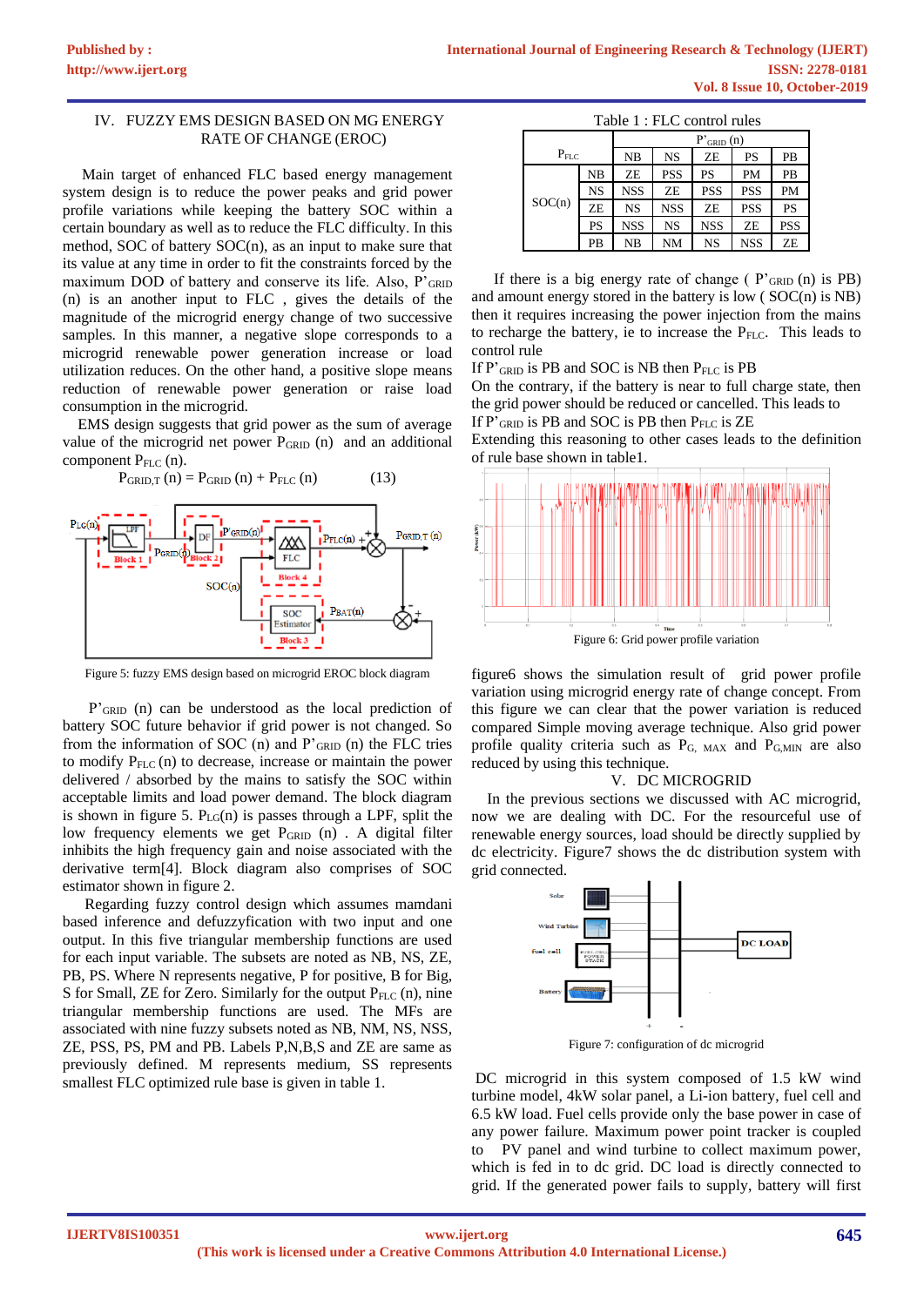## IV. FUZZY EMS DESIGN BASED ON MG ENERGY RATE OF CHANGE (EROC)

Main target of enhanced FLC based energy management system design is to reduce the power peaks and grid power profile variations while keeping the battery SOC within a certain boundary as well as to reduce the FLC difficulty. In this method, SOC of battery SOC(n), as an input to make sure that its value at any time in order to fit the constraints forced by the maximum DOD of battery and conserve its life. Also, $P'_{GRID}$ (n) is an another input to FLC , gives the details of the magnitude of the microgrid energy change of two successive samples. In this manner, a negative slope corresponds to a microgrid renewable power generation increase or load utilization reduces. On the other hand, a positive slope means reduction of renewable power generation or raise load consumption in the microgrid.

EMS design suggests that grid power as the sum of average value of the microgrid net power $P_{GRID}$ (n) and an additional component $P_{FLC}$ (n).

$$P_{GRID,T}(n) = P_{GRID}(n) + P_{FLC}(n) \qquad (13)$$

Figure 5: fuzzy EMS design based on microgrid EROC block diagram

$P'_{GRID}$ (n) can be understood as the local prediction of battery SOC future behavior if grid power is not changed. So from the information of SOC (n) and $P'_{GRID}$ (n) the FLC tries to modify $P_{FLC}$ (n) to decrease, increase or maintain the power delivered / absorbed by the mains to satisfy the SOC within acceptable limits and load power demand. The block diagram is shown in figure 5. $P_{LG}$(n) is passes through a LPF, split the low frequency elements we get $P_{GRID}$ (n) . A digital filter inhibits the high frequency gain and noise associated with the derivative term[4]. Block diagram also comprises of SOC estimator shown in figure 2.

Regarding fuzzy control design which assumes mamdani based inference and defuzzyfication with two input and one output. In this five triangular membership functions are used for each input variable. The subsets are noted as NB, NM, NS, ZE, PB, PS. Where N represents negative, P for positive, B for Big, S for Small, ZE for Zero. Similarly for the output $P_{FLC}$ (n), nine triangular membership functions are used. The MFs are associated with nine fuzzy subsets noted as NB, NM, NS, NSS, ZE, PSS, PS, PM and PB. Labels P,N,B,S and ZE are same as previously defined. M represents medium, SS represents smallest FLC optimized rule base is given in table 1.

Table 1 : FLC control rules

| $P_{FLC}$ | | $P'_{GRID}$ (n) | | | | |
|---|---|---|---|---|---|---|
| | | NB | NS | ZE | PS | PB |
| SOC(n) | NB | ZE | PSS | PS | PM | PB |
| | NS | NSS | ZE | PSS | PSS | PM |
| | ZE | NS | NSS | ZE | PSS | PS |
| | PS | NSS | NS | NSS | ZE | PSS |
| | PB | NB | NM | NS | NSS | ZE |

If there is a big energy rate of change ( $P'_{GRID}$ (n) is PB) and amount energy stored in the battery is low ( SOC(n) is NB) then it requires increasing the power injection from the mains to recharge the battery, ie to increase the $P_{FLC}$. This leads to control rule

If $P'_{GRID}$ is PB and SOC is NB then $P_{FLC}$ is PB

On the contrary, if the battery is near to full charge state, then the grid power should be reduced or cancelled. This leads to

If $P'_{GRID}$ is PB and SOC is PB then $P_{FLC}$ is ZE

Extending this reasoning to other cases leads to the definition of rule base shown in table1.

Figure 6: Grid power profile variation

figure6 shows the simulation result of grid power profile variation using microgrid energy rate of change concept. From this figure we can clear that the power variation is reduced compared Simple moving average technique. Also grid power profile quality criteria such as $P_{G,\ MAX}$ and $P_{G,MIN}$ are also reduced by using this technique.

## V. DC MICROGRID

In the previous sections we discussed with AC microgrid, now we are dealing with DC. For the resourceful use of renewable energy sources, load should be directly supplied by dc electricity. Figure7 shows the dc distribution system with grid connected.

Figure 7: configuration of dc microgrid

DC microgrid in this system composed of 1.5 kW wind turbine model, 4kW solar panel, a Li-ion battery, fuel cell and 6.5 kW load. Fuel cells provide only the base power in case of any power failure. Maximum power point tracker is coupled to PV panel and wind turbine to collect maximum power, which is fed in to dc grid. DC load is directly connected to grid. If the generated power fails to supply, battery will first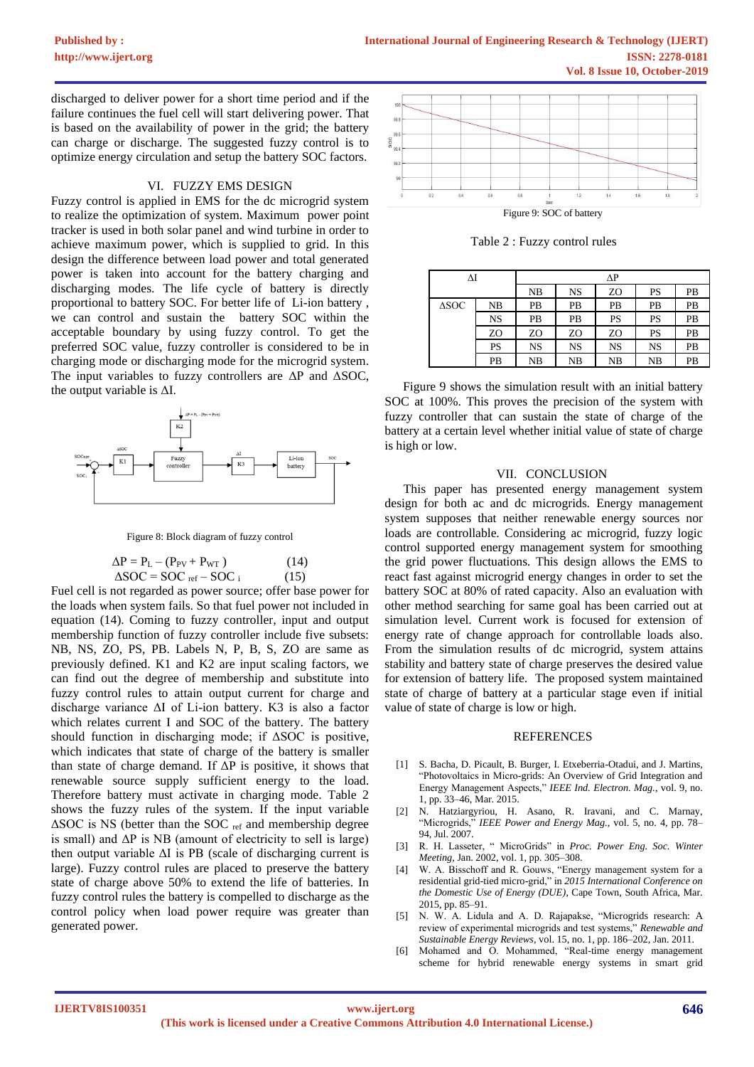discharged to deliver power for a short time period and if the failure continues the fuel cell will start delivering power. That is based on the availability of power in the grid; the battery can charge or discharge. The suggested fuzzy control is to optimize energy circulation and setup the battery SOC factors.

## VI. FUZZY EMS DESIGN

Fuzzy control is applied in EMS for the dc microgrid system to realize the optimization of system. Maximum power point tracker is used in both solar panel and wind turbine in order to achieve maximum power, which is supplied to grid. In this design the difference between load power and total generated power is taken into account for the battery charging and discharging modes. The life cycle of battery is directly proportional to battery SOC. For better life of Li-ion battery, we can control and sustain the battery SOC within the acceptable boundary by using fuzzy control. To get the preferred SOC value, fuzzy controller is considered to be in charging mode or discharging mode for the microgrid system. The input variables to fuzzy controllers are ΔP and ΔSOC, the output variable is ΔI.

Figure 8: Block diagram of fuzzy control

$$\Delta P = P_L - (P_{PV} + P_{WT}) \quad (14)$$

$$\Delta SOC = SOC_{ref} - SOC_i \quad (15)$$

Fuel cell is not regarded as power source; offer base power for the loads when system fails. So that fuel power not included in equation (14). Coming to fuzzy controller, input and output membership function of fuzzy controller include five subsets: NB, NS, ZO, PS, PB. Labels N, P, B, S, ZO are same as previously defined. K1 and K2 are input scaling factors, we can find out the degree of membership and substitute into fuzzy control rules to attain output current for charge and discharge variance ΔI of Li-ion battery. K3 is also a factor which relates current I and SOC of the battery. The battery should function in discharging mode; if ΔSOC is positive, which indicates that state of charge of the battery is smaller than state of charge demand. If ΔP is positive, it shows that renewable source supply sufficient energy to the load. Therefore battery must activate in charging mode. Table 2 shows the fuzzy rules of the system. If the input variable ΔSOC is NS (better than the $SOC_{ref}$ and membership degree is small) and ΔP is NB (amount of electricity to sell is large) then output variable ΔI is PB (scale of discharging current is large). Fuzzy control rules are placed to preserve the battery state of charge above 50% to extend the life of batteries. In fuzzy control rules the battery is compelled to discharge as the control policy when load power require was greater than generated power.

Figure 9: SOC of battery

Table 2 : Fuzzy control rules

| ΔI | | ΔP | | | | |
|---|---|---|---|---|---|---|
| | | NB | NS | ZO | PS | PB |
| ΔSOC | NB | PB | PB | PB | PB | PB |
| | NS | PB | PB | PS | PS | PB |
| | ZO | ZO | ZO | ZO | PS | PB |
| | PS | NS | NS | NS | NS | PB |
| | PB | NB | NB | NB | NB | PB |

Figure 9 shows the simulation result with an initial battery SOC at 100%. This proves the precision of the system with fuzzy controller that can sustain the state of charge of the battery at a certain level whether initial value of state of charge is high or low.

## VII. CONCLUSION

This paper has presented energy management system design for both ac and dc microgrids. Energy management system supposes that neither renewable energy sources nor loads are controllable. Considering ac microgrid, fuzzy logic control supported energy management system for smoothing the grid power fluctuations. This design allows the EMS to react fast against microgrid energy changes in order to set the battery SOC at 80% of rated capacity. Also an evaluation with other method searching for same goal has been carried out at simulation level. Current work is focused for extension of energy rate of change approach for controllable loads also. From the simulation results of dc microgrid, system attains stability and battery state of charge preserves the desired value for extension of battery life. The proposed system maintained state of charge of battery at a particular stage even if initial value of state of charge is low or high.

## REFERENCES

[1] S. Bacha, D. Picault, B. Burger, I. Etxeberria-Otadui, and J. Martins, "Photovoltaics in Micro-grids: An Overview of Grid Integration and Energy Management Aspects," *IEEE Ind. Electron. Mag.*, vol. 9, no. 1, pp. 33–46, Mar. 2015.

[2] N. Hatziargyriou, H. Asano, R. Iravani, and C. Marnay, "Micrograds," *IEEE Power and Energy Mag.*, vol. 5, no. 4, pp. 78–94, Jul. 2007.

[3] R. H. Lasseter, " MicroGrids" in *Proc. Power Eng. Soc. Winter Meeting*, Jan. 2002, vol. 1, pp. 305–308.

[4] W. A. Bisschoff and R. Gouws, "Energy management system for a residential grid-tied micro-grid," in *2015 International Conference on the Domestic Use of Energy (DUE)*, Cape Town, South Africa, Mar. 2015, pp. 85–91.

[5] N. W. A. Lidula and A. D. Rajapakse, "Microgrids research: A review of experimental microgrids and test systems," *Renewable and Sustainable Energy Reviews*, vol. 15, no. 1, pp. 186–202, Jan. 2011.

[6] Mohamed and O. Mohammed, "Real-time energy management scheme for hybrid renewable energy systems in smart grid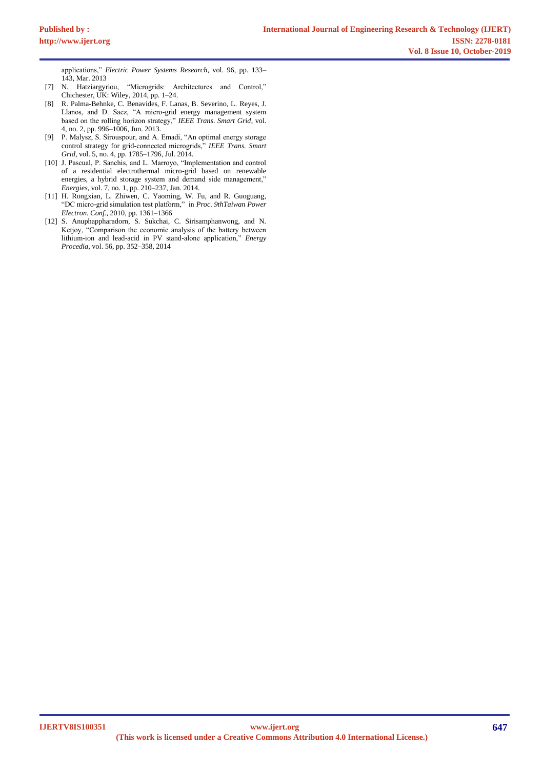applications," *Electric Power Systems Research*, vol. 96, pp. 133–143, Mar. 2013

[7] N. Hatziargyriou, "Microgrids: Architectures and Control," Chichester, UK: Wiley, 2014, pp. 1–24.

[8] R. Palma-Behnke, C. Benavides, F. Lanas, B. Severino, L. Reyes, J. Llanos, and D. Saez, "A micro-grid energy management system based on the rolling horizon strategy," *IEEE Trans. Smart Grid*, vol. 4, no. 2, pp. 996–1006, Jun. 2013.

[9] P. Malysz, S. Sirouspour, and A. Emadi, "An optimal energy storage control strategy for grid-connected microgrids," *IEEE Trans. Smart Grid*, vol. 5, no. 4, pp. 1785–1796, Jul. 2014.

[10] J. Pascual, P. Sanchis, and L. Marroyo, "Implementation and control of a residential electrothermal micro-grid based on renewable energies, a hybrid storage system and demand side management," *Energies*, vol. 7, no. 1, pp. 210–237, Jan. 2014.

[11] H. Rongxian, L. Zhiwen, C. Yaoming, W. Fu, and R. Guoguang, "DC micro-grid simulation test platform," in *Proc. 9thTaiwan Power Electron. Conf.*, 2010, pp. 1361–1366

[12] S. Anuphappharadorn, S. Sukchai, C. Sirisamphanwong, and N. Ketjoy, "Comparison the economic analysis of the battery between lithium-ion and lead-acid in PV stand-alone application," *Energy Procedia*, vol. 56, pp. 352–358, 2014